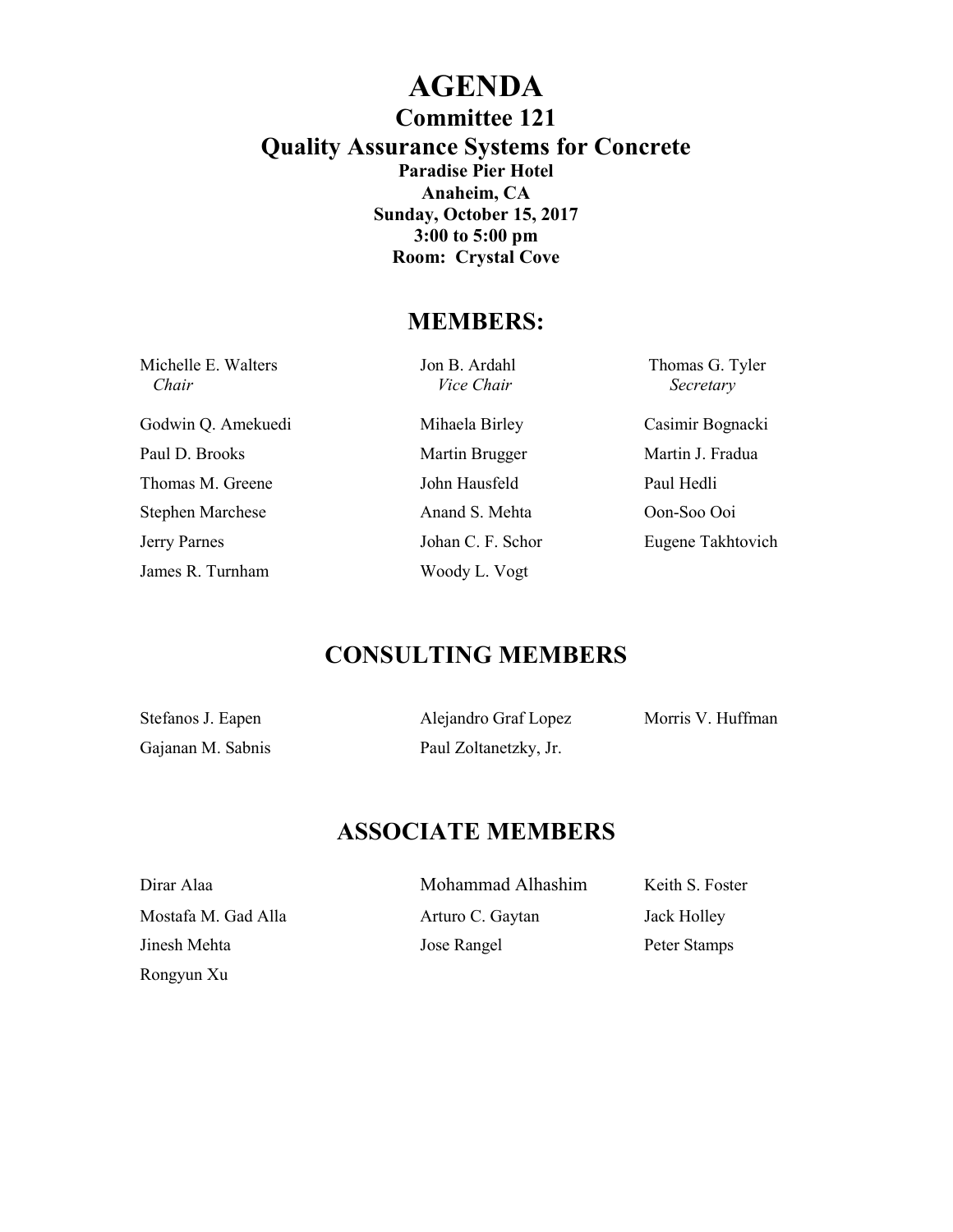# AGENDA

## Committee 121

## Quality Assurance Systems for Concrete

**Paradise Pier Hotel**
**Anaheim, CA**
**Sunday, October 15, 2017**
**3:00 to 5:00 pm**
**Room: Crystal Cove**

## MEMBERS:

| | | |
|---|---|---|
| Michelle E. Walters<br>*Chair* | Jon B. Ardahl<br>*Vice Chair* | Thomas G. Tyler<br>*Secretary* |
| Godwin Q. Amekuedi | Mihaela Birley | Casimir Bognacki |
| Paul D. Brooks | Martin Brugger | Martin J. Fradua |
| Thomas M. Greene | John Hausfeld | Paul Hedli |
| Stephen Marchese | Anand S. Mehta | Oon-Soo Ooi |
| Jerry Parnes | Johan C. F. Schor | Eugene Takhtovich |
| James R. Turnham | Woody L. Vogt | |

## CONSULTING MEMBERS

| | | |
|---|---|---|
| Stefanos J. Eapen | Alejandro Graf Lopez | Morris V. Huffman |
| Gajanan M. Sabnis | Paul Zoltanetzky, Jr. | |

## ASSOCIATE MEMBERS

| | | |
|---|---|---|
| Dirar Alaa | Mohammad Alhashim | Keith S. Foster |
| Mostafa M. Gad Alla | Arturo C. Gaytan | Jack Holley |
| Jinesh Mehta | Jose Rangel | Peter Stamps |
| Rongyun Xu | | |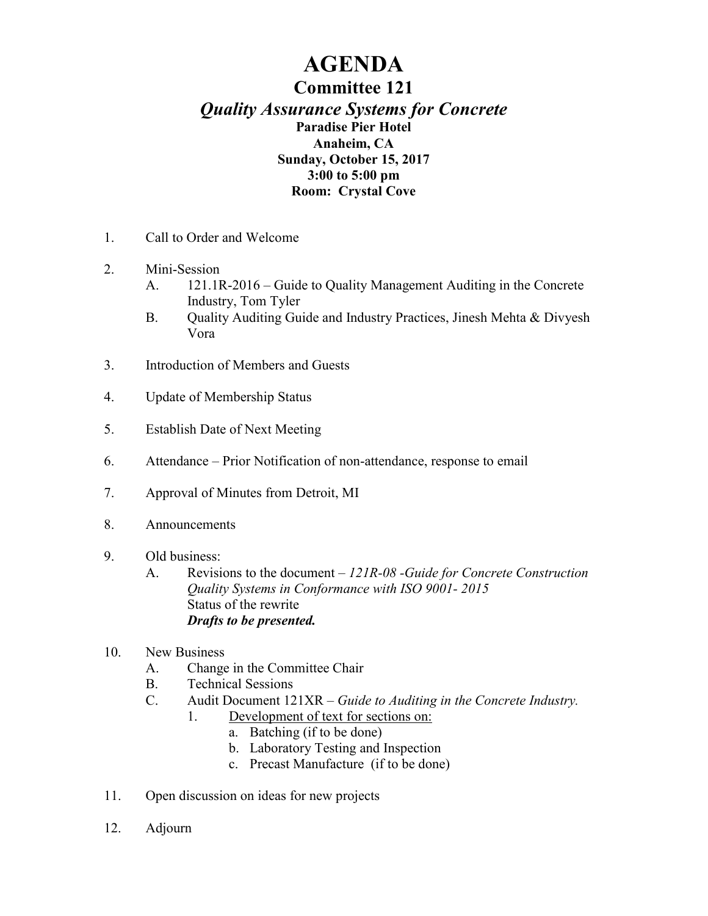# AGENDA

## Committee 121

## *Quality Assurance Systems for Concrete*

**Paradise Pier Hotel**
**Anaheim, CA**
**Sunday, October 15, 2017**
**3:00 to 5:00 pm**
**Room: Crystal Cove**

1. Call to Order and Welcome

2. Mini-Session
   - A. 121.1R-2016 – Guide to Quality Management Auditing in the Concrete Industry, Tom Tyler
   - B. Quality Auditing Guide and Industry Practices, Jinesh Mehta & Divyesh Vora

3. Introduction of Members and Guests

4. Update of Membership Status

5. Establish Date of Next Meeting

6. Attendance – Prior Notification of non-attendance, response to email

7. Approval of Minutes from Detroit, MI

8. Announcements

9. Old business:
   - A. Revisions to the document – *121R-08 -Guide for Concrete Construction Quality Systems in Conformance with ISO 9001- 2015*
     Status of the rewrite
     ***Drafts to be presented.***

10. New Business
    - A. Change in the Committee Chair
    - B. Technical Sessions
    - C. Audit Document 121XR – *Guide to Auditing in the Concrete Industry.*
      1. <u>Development of text for sections on:</u>
         - a. Batching (if to be done)
         - b. Laboratory Testing and Inspection
         - c. Precast Manufacture (if to be done)

11. Open discussion on ideas for new projects

12. Adjourn